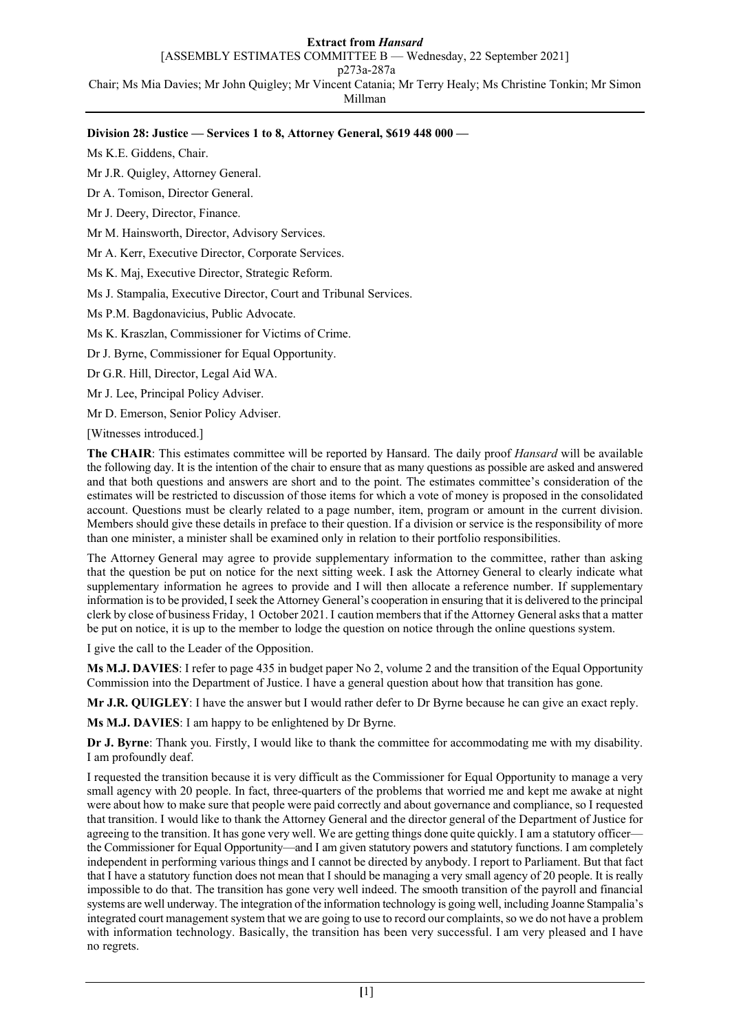**Division 28: Justice — Services 1 to 8, Attorney General, $619 448 000 —**

Ms K.E. Giddens, Chair.

Mr J.R. Quigley, Attorney General.

Dr A. Tomison, Director General.

Mr J. Deery, Director, Finance.

Mr M. Hainsworth, Director, Advisory Services.

Mr A. Kerr, Executive Director, Corporate Services.

Ms K. Maj, Executive Director, Strategic Reform.

Ms J. Stampalia, Executive Director, Court and Tribunal Services.

Ms P.M. Bagdonavicius, Public Advocate.

Ms K. Kraszlan, Commissioner for Victims of Crime.

Dr J. Byrne, Commissioner for Equal Opportunity.

Dr G.R. Hill, Director, Legal Aid WA.

Mr J. Lee, Principal Policy Adviser.

Mr D. Emerson, Senior Policy Adviser.

[Witnesses introduced.]

**The CHAIR**: This estimates committee will be reported by Hansard. The daily proof *Hansard* will be available the following day. It is the intention of the chair to ensure that as many questions as possible are asked and answered and that both questions and answers are short and to the point. The estimates committee's consideration of the estimates will be restricted to discussion of those items for which a vote of money is proposed in the consolidated account. Questions must be clearly related to a page number, item, program or amount in the current division. Members should give these details in preface to their question. If a division or service is the responsibility of more than one minister, a minister shall be examined only in relation to their portfolio responsibilities.

The Attorney General may agree to provide supplementary information to the committee, rather than asking that the question be put on notice for the next sitting week. I ask the Attorney General to clearly indicate what supplementary information he agrees to provide and I will then allocate a reference number. If supplementary information is to be provided, I seek the Attorney General's cooperation in ensuring that it is delivered to the principal clerk by close of business Friday, 1 October 2021. I caution members that if the Attorney General asks that a matter be put on notice, it is up to the member to lodge the question on notice through the online questions system.

I give the call to the Leader of the Opposition.

**Ms M.J. DAVIES**: I refer to page 435 in budget paper No 2, volume 2 and the transition of the Equal Opportunity Commission into the Department of Justice. I have a general question about how that transition has gone.

**Mr J.R. QUIGLEY**: I have the answer but I would rather defer to Dr Byrne because he can give an exact reply.

**Ms M.J. DAVIES**: I am happy to be enlightened by Dr Byrne.

**Dr J. Byrne**: Thank you. Firstly, I would like to thank the committee for accommodating me with my disability. I am profoundly deaf.

I requested the transition because it is very difficult as the Commissioner for Equal Opportunity to manage a very small agency with 20 people. In fact, three-quarters of the problems that worried me and kept me awake at night were about how to make sure that people were paid correctly and about governance and compliance, so I requested that transition. I would like to thank the Attorney General and the director general of the Department of Justice for agreeing to the transition. It has gone very well. We are getting things done quite quickly. I am a statutory officer—the Commissioner for Equal Opportunity—and I am given statutory powers and statutory functions. I am completely independent in performing various things and I cannot be directed by anybody. I report to Parliament. But that fact that I have a statutory function does not mean that I should be managing a very small agency of 20 people. It is really impossible to do that. The transition has gone very well indeed. The smooth transition of the payroll and financial systems are well underway. The integration of the information technology is going well, including Joanne Stampalia's integrated court management system that we are going to use to record our complaints, so we do not have a problem with information technology. Basically, the transition has been very successful. I am very pleased and I have no regrets.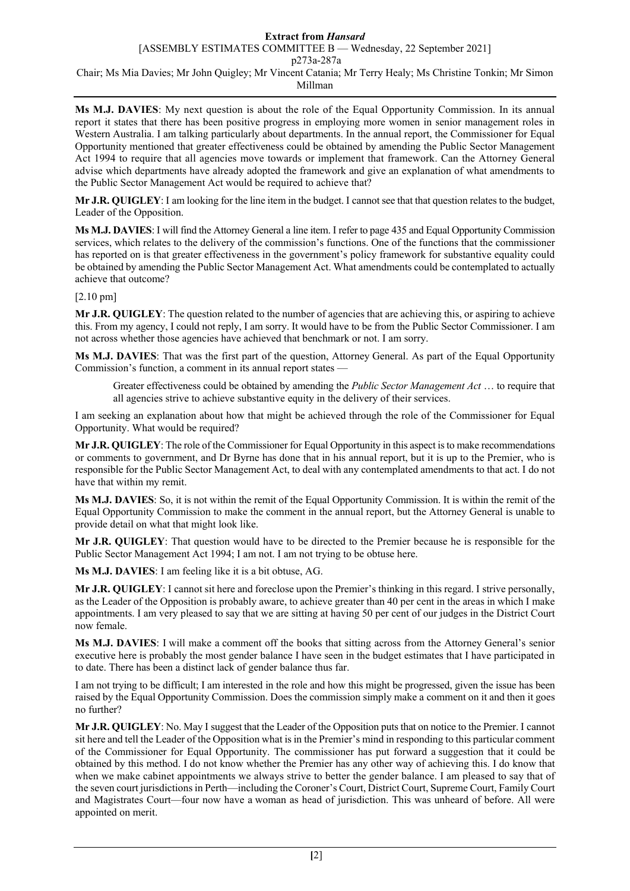**Ms M.J. DAVIES**: My next question is about the role of the Equal Opportunity Commission. In its annual report it states that there has been positive progress in employing more women in senior management roles in Western Australia. I am talking particularly about departments. In the annual report, the Commissioner for Equal Opportunity mentioned that greater effectiveness could be obtained by amending the Public Sector Management Act 1994 to require that all agencies move towards or implement that framework. Can the Attorney General advise which departments have already adopted the framework and give an explanation of what amendments to the Public Sector Management Act would be required to achieve that?

**Mr J.R. QUIGLEY**: I am looking for the line item in the budget. I cannot see that that question relates to the budget, Leader of the Opposition.

**Ms M.J. DAVIES**: I will find the Attorney General a line item. I refer to page 435 and Equal Opportunity Commission services, which relates to the delivery of the commission's functions. One of the functions that the commissioner has reported on is that greater effectiveness in the government's policy framework for substantive equality could be obtained by amending the Public Sector Management Act. What amendments could be contemplated to actually achieve that outcome?

[2.10 pm]

**Mr J.R. QUIGLEY**: The question related to the number of agencies that are achieving this, or aspiring to achieve this. From my agency, I could not reply, I am sorry. It would have to be from the Public Sector Commissioner. I am not across whether those agencies have achieved that benchmark or not. I am sorry.

**Ms M.J. DAVIES**: That was the first part of the question, Attorney General. As part of the Equal Opportunity Commission's function, a comment in its annual report states —

> Greater effectiveness could be obtained by amending the *Public Sector Management Act* … to require that all agencies strive to achieve substantive equity in the delivery of their services.

I am seeking an explanation about how that might be achieved through the role of the Commissioner for Equal Opportunity. What would be required?

**Mr J.R. QUIGLEY**: The role of the Commissioner for Equal Opportunity in this aspect is to make recommendations or comments to government, and Dr Byrne has done that in his annual report, but it is up to the Premier, who is responsible for the Public Sector Management Act, to deal with any contemplated amendments to that act. I do not have that within my remit.

**Ms M.J. DAVIES**: So, it is not within the remit of the Equal Opportunity Commission. It is within the remit of the Equal Opportunity Commission to make the comment in the annual report, but the Attorney General is unable to provide detail on what that might look like.

**Mr J.R. QUIGLEY**: That question would have to be directed to the Premier because he is responsible for the Public Sector Management Act 1994; I am not. I am not trying to be obtuse here.

**Ms M.J. DAVIES**: I am feeling like it is a bit obtuse, AG.

**Mr J.R. QUIGLEY**: I cannot sit here and foreclose upon the Premier's thinking in this regard. I strive personally, as the Leader of the Opposition is probably aware, to achieve greater than 40 per cent in the areas in which I make appointments. I am very pleased to say that we are sitting at having 50 per cent of our judges in the District Court now female.

**Ms M.J. DAVIES**: I will make a comment off the books that sitting across from the Attorney General's senior executive here is probably the most gender balance I have seen in the budget estimates that I have participated in to date. There has been a distinct lack of gender balance thus far.

I am not trying to be difficult; I am interested in the role and how this might be progressed, given the issue has been raised by the Equal Opportunity Commission. Does the commission simply make a comment on it and then it goes no further?

**Mr J.R. QUIGLEY**: No. May I suggest that the Leader of the Opposition puts that on notice to the Premier. I cannot sit here and tell the Leader of the Opposition what is in the Premier's mind in responding to this particular comment of the Commissioner for Equal Opportunity. The commissioner has put forward a suggestion that it could be obtained by this method. I do not know whether the Premier has any other way of achieving this. I do know that when we make cabinet appointments we always strive to better the gender balance. I am pleased to say that of the seven court jurisdictions in Perth—including the Coroner's Court, District Court, Supreme Court, Family Court and Magistrates Court—four now have a woman as head of jurisdiction. This was unheard of before. All were appointed on merit.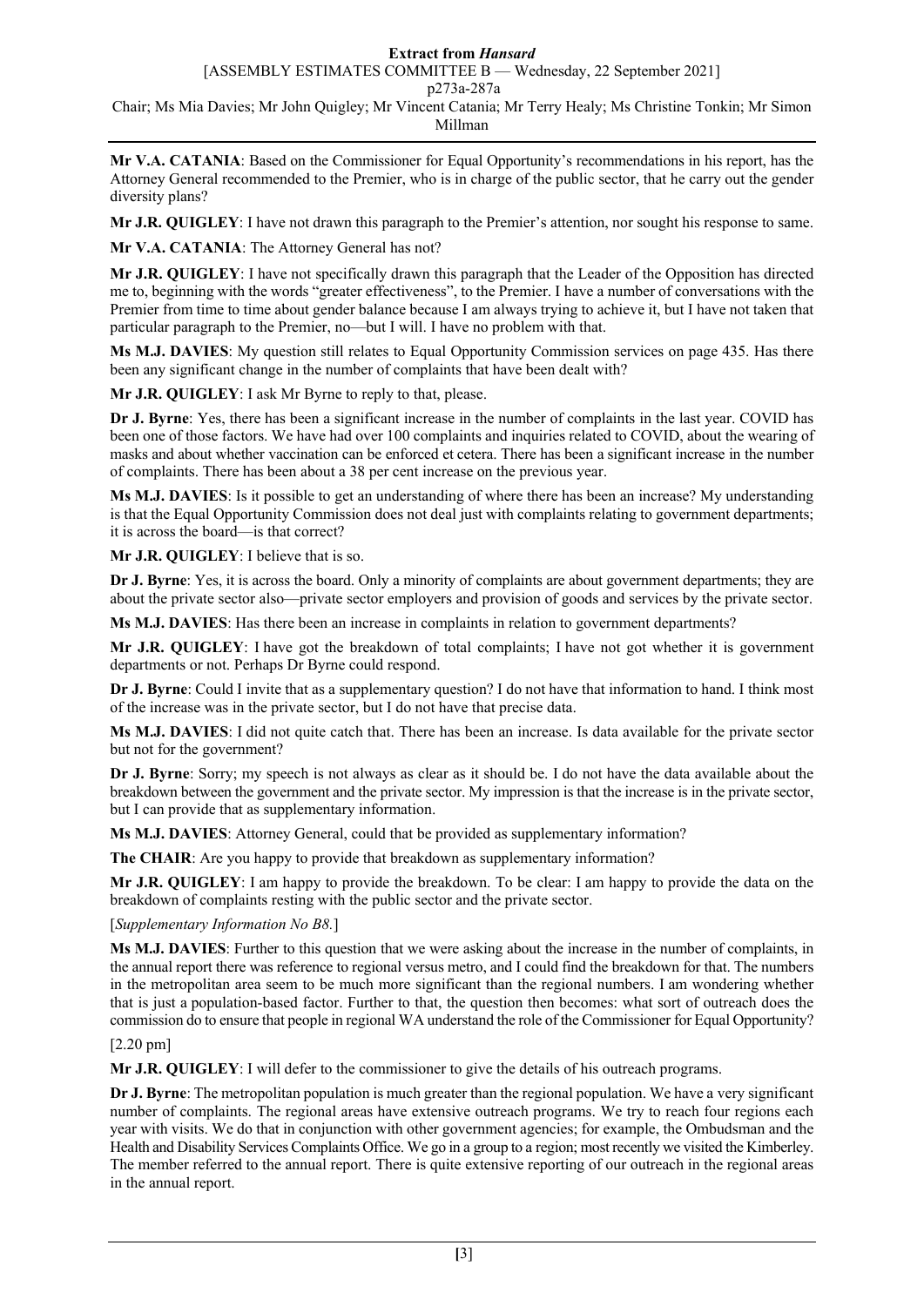**Mr V.A. CATANIA**: Based on the Commissioner for Equal Opportunity's recommendations in his report, has the Attorney General recommended to the Premier, who is in charge of the public sector, that he carry out the gender diversity plans?

**Mr J.R. QUIGLEY**: I have not drawn this paragraph to the Premier's attention, nor sought his response to same.

**Mr V.A. CATANIA**: The Attorney General has not?

**Mr J.R. QUIGLEY**: I have not specifically drawn this paragraph that the Leader of the Opposition has directed me to, beginning with the words "greater effectiveness", to the Premier. I have a number of conversations with the Premier from time to time about gender balance because I am always trying to achieve it, but I have not taken that particular paragraph to the Premier, no—but I will. I have no problem with that.

**Ms M.J. DAVIES**: My question still relates to Equal Opportunity Commission services on page 435. Has there been any significant change in the number of complaints that have been dealt with?

**Mr J.R. QUIGLEY**: I ask Mr Byrne to reply to that, please.

**Dr J. Byrne**: Yes, there has been a significant increase in the number of complaints in the last year. COVID has been one of those factors. We have had over 100 complaints and inquiries related to COVID, about the wearing of masks and about whether vaccination can be enforced et cetera. There has been a significant increase in the number of complaints. There has been about a 38 per cent increase on the previous year.

**Ms M.J. DAVIES**: Is it possible to get an understanding of where there has been an increase? My understanding is that the Equal Opportunity Commission does not deal just with complaints relating to government departments; it is across the board—is that correct?

**Mr J.R. QUIGLEY**: I believe that is so.

**Dr J. Byrne**: Yes, it is across the board. Only a minority of complaints are about government departments; they are about the private sector also—private sector employers and provision of goods and services by the private sector.

**Ms M.J. DAVIES**: Has there been an increase in complaints in relation to government departments?

**Mr J.R. QUIGLEY**: I have got the breakdown of total complaints; I have not got whether it is government departments or not. Perhaps Dr Byrne could respond.

**Dr J. Byrne**: Could I invite that as a supplementary question? I do not have that information to hand. I think most of the increase was in the private sector, but I do not have that precise data.

**Ms M.J. DAVIES**: I did not quite catch that. There has been an increase. Is data available for the private sector but not for the government?

**Dr J. Byrne**: Sorry; my speech is not always as clear as it should be. I do not have the data available about the breakdown between the government and the private sector. My impression is that the increase is in the private sector, but I can provide that as supplementary information.

**Ms M.J. DAVIES**: Attorney General, could that be provided as supplementary information?

**The CHAIR**: Are you happy to provide that breakdown as supplementary information?

**Mr J.R. QUIGLEY**: I am happy to provide the breakdown. To be clear: I am happy to provide the data on the breakdown of complaints resting with the public sector and the private sector.

[*Supplementary Information No B8.*]

**Ms M.J. DAVIES**: Further to this question that we were asking about the increase in the number of complaints, in the annual report there was reference to regional versus metro, and I could find the breakdown for that. The numbers in the metropolitan area seem to be much more significant than the regional numbers. I am wondering whether that is just a population-based factor. Further to that, the question then becomes: what sort of outreach does the commission do to ensure that people in regional WA understand the role of the Commissioner for Equal Opportunity?

[2.20 pm]

**Mr J.R. QUIGLEY**: I will defer to the commissioner to give the details of his outreach programs.

**Dr J. Byrne**: The metropolitan population is much greater than the regional population. We have a very significant number of complaints. The regional areas have extensive outreach programs. We try to reach four regions each year with visits. We do that in conjunction with other government agencies; for example, the Ombudsman and the Health and Disability Services Complaints Office. We go in a group to a region; most recently we visited the Kimberley. The member referred to the annual report. There is quite extensive reporting of our outreach in the regional areas in the annual report.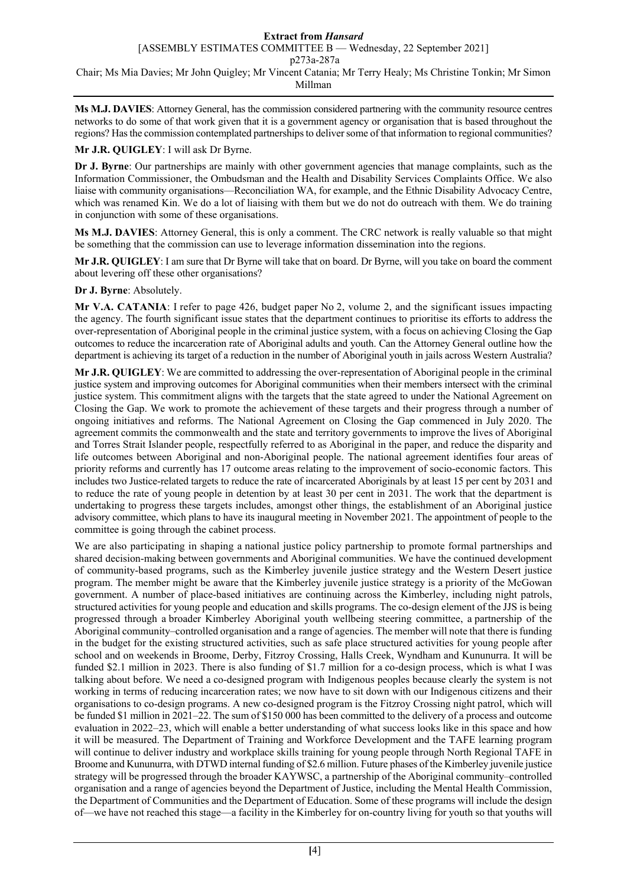**Ms M.J. DAVIES**: Attorney General, has the commission considered partnering with the community resource centres networks to do some of that work given that it is a government agency or organisation that is based throughout the regions? Has the commission contemplated partnerships to deliver some of that information to regional communities?

**Mr J.R. QUIGLEY**: I will ask Dr Byrne.

**Dr J. Byrne**: Our partnerships are mainly with other government agencies that manage complaints, such as the Information Commissioner, the Ombudsman and the Health and Disability Services Complaints Office. We also liaise with community organisations—Reconciliation WA, for example, and the Ethnic Disability Advocacy Centre, which was renamed Kin. We do a lot of liaising with them but we do not do outreach with them. We do training in conjunction with some of these organisations.

**Ms M.J. DAVIES**: Attorney General, this is only a comment. The CRC network is really valuable so that might be something that the commission can use to leverage information dissemination into the regions.

**Mr J.R. QUIGLEY**: I am sure that Dr Byrne will take that on board. Dr Byrne, will you take on board the comment about levering off these other organisations?

**Dr J. Byrne**: Absolutely.

**Mr V.A. CATANIA**: I refer to page 426, budget paper No 2, volume 2, and the significant issues impacting the agency. The fourth significant issue states that the department continues to prioritise its efforts to address the over-representation of Aboriginal people in the criminal justice system, with a focus on achieving Closing the Gap outcomes to reduce the incarceration rate of Aboriginal adults and youth. Can the Attorney General outline how the department is achieving its target of a reduction in the number of Aboriginal youth in jails across Western Australia?

**Mr J.R. QUIGLEY**: We are committed to addressing the over-representation of Aboriginal people in the criminal justice system and improving outcomes for Aboriginal communities when their members intersect with the criminal justice system. This commitment aligns with the targets that the state agreed to under the National Agreement on Closing the Gap. We work to promote the achievement of these targets and their progress through a number of ongoing initiatives and reforms. The National Agreement on Closing the Gap commenced in July 2020. The agreement commits the commonwealth and the state and territory governments to improve the lives of Aboriginal and Torres Strait Islander people, respectfully referred to as Aboriginal in the paper, and reduce the disparity and life outcomes between Aboriginal and non-Aboriginal people. The national agreement identifies four areas of priority reforms and currently has 17 outcome areas relating to the improvement of socio-economic factors. This includes two Justice-related targets to reduce the rate of incarcerated Aboriginals by at least 15 per cent by 2031 and to reduce the rate of young people in detention by at least 30 per cent in 2031. The work that the department is undertaking to progress these targets includes, amongst other things, the establishment of an Aboriginal justice advisory committee, which plans to have its inaugural meeting in November 2021. The appointment of people to the committee is going through the cabinet process.

We are also participating in shaping a national justice policy partnership to promote formal partnerships and shared decision-making between governments and Aboriginal communities. We have the continued development of community-based programs, such as the Kimberley juvenile justice strategy and the Western Desert justice program. The member might be aware that the Kimberley juvenile justice strategy is a priority of the McGowan government. A number of place-based initiatives are continuing across the Kimberley, including night patrols, structured activities for young people and education and skills programs. The co-design element of the JJS is being progressed through a broader Kimberley Aboriginal youth wellbeing steering committee, a partnership of the Aboriginal community–controlled organisation and a range of agencies. The member will note that there is funding in the budget for the existing structured activities, such as safe place structured activities for young people after school and on weekends in Broome, Derby, Fitzroy Crossing, Halls Creek, Wyndham and Kununurra. It will be funded $2.1 million in 2023. There is also funding of $1.7 million for a co-design process, which is what I was talking about before. We need a co-designed program with Indigenous peoples because clearly the system is not working in terms of reducing incarceration rates; we now have to sit down with our Indigenous citizens and their organisations to co-design programs. A new co-designed program is the Fitzroy Crossing night patrol, which will be funded $1 million in 2021–22. The sum of $150 000 has been committed to the delivery of a process and outcome evaluation in 2022–23, which will enable a better understanding of what success looks like in this space and how it will be measured. The Department of Training and Workforce Development and the TAFE learning program will continue to deliver industry and workplace skills training for young people through North Regional TAFE in Broome and Kununurra, with DTWD internal funding of $2.6 million. Future phases of the Kimberley juvenile justice strategy will be progressed through the broader KAYWSC, a partnership of the Aboriginal community–controlled organisation and a range of agencies beyond the Department of Justice, including the Mental Health Commission, the Department of Communities and the Department of Education. Some of these programs will include the design of—we have not reached this stage—a facility in the Kimberley for on-country living for youth so that youths will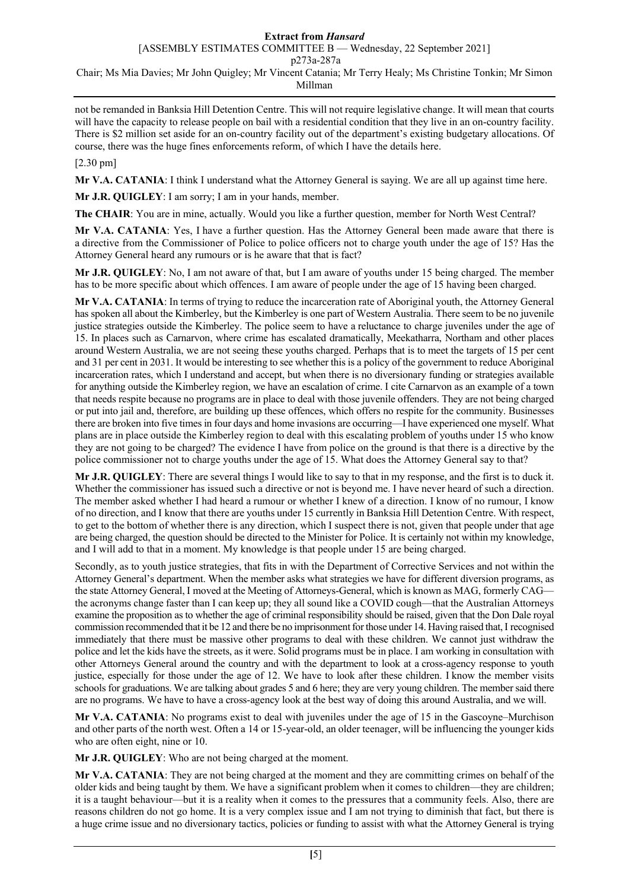not be remanded in Banksia Hill Detention Centre. This will not require legislative change. It will mean that courts will have the capacity to release people on bail with a residential condition that they live in an on-country facility. There is $2 million set aside for an on-country facility out of the department's existing budgetary allocations. Of course, there was the huge fines enforcements reform, of which I have the details here.

[2.30 pm]

**Mr V.A. CATANIA**: I think I understand what the Attorney General is saying. We are all up against time here.

**Mr J.R. QUIGLEY**: I am sorry; I am in your hands, member.

**The CHAIR**: You are in mine, actually. Would you like a further question, member for North West Central?

**Mr V.A. CATANIA**: Yes, I have a further question. Has the Attorney General been made aware that there is a directive from the Commissioner of Police to police officers not to charge youth under the age of 15? Has the Attorney General heard any rumours or is he aware that that is fact?

**Mr J.R. QUIGLEY**: No, I am not aware of that, but I am aware of youths under 15 being charged. The member has to be more specific about which offences. I am aware of people under the age of 15 having been charged.

**Mr V.A. CATANIA**: In terms of trying to reduce the incarceration rate of Aboriginal youth, the Attorney General has spoken all about the Kimberley, but the Kimberley is one part of Western Australia. There seem to be no juvenile justice strategies outside the Kimberley. The police seem to have a reluctance to charge juveniles under the age of 15. In places such as Carnarvon, where crime has escalated dramatically, Meekatharra, Northam and other places around Western Australia, we are not seeing these youths charged. Perhaps that is to meet the targets of 15 per cent and 31 per cent in 2031. It would be interesting to see whether this is a policy of the government to reduce Aboriginal incarceration rates, which I understand and accept, but when there is no diversionary funding or strategies available for anything outside the Kimberley region, we have an escalation of crime. I cite Carnarvon as an example of a town that needs respite because no programs are in place to deal with those juvenile offenders. They are not being charged or put into jail and, therefore, are building up these offences, which offers no respite for the community. Businesses there are broken into five times in four days and home invasions are occurring—I have experienced one myself. What plans are in place outside the Kimberley region to deal with this escalating problem of youths under 15 who know they are not going to be charged? The evidence I have from police on the ground is that there is a directive by the police commissioner not to charge youths under the age of 15. What does the Attorney General say to that?

**Mr J.R. QUIGLEY**: There are several things I would like to say to that in my response, and the first is to duck it. Whether the commissioner has issued such a directive or not is beyond me. I have never heard of such a direction. The member asked whether I had heard a rumour or whether I knew of a direction. I know of no rumour, I know of no direction, and I know that there are youths under 15 currently in Banksia Hill Detention Centre. With respect, to get to the bottom of whether there is any direction, which I suspect there is not, given that people under that age are being charged, the question should be directed to the Minister for Police. It is certainly not within my knowledge, and I will add to that in a moment. My knowledge is that people under 15 are being charged.

Secondly, as to youth justice strategies, that fits in with the Department of Corrective Services and not within the Attorney General's department. When the member asks what strategies we have for different diversion programs, as the state Attorney General, I moved at the Meeting of Attorneys-General, which is known as MAG, formerly CAG—the acronyms change faster than I can keep up; they all sound like a COVID cough—that the Australian Attorneys examine the proposition as to whether the age of criminal responsibility should be raised, given that the Don Dale royal commission recommended that it be 12 and there be no imprisonment for those under 14. Having raised that, I recognised immediately that there must be massive other programs to deal with these children. We cannot just withdraw the police and let the kids have the streets, as it were. Solid programs must be in place. I am working in consultation with other Attorneys General around the country and with the department to look at a cross-agency response to youth justice, especially for those under the age of 12. We have to look after these children. I know the member visits schools for graduations. We are talking about grades 5 and 6 here; they are very young children. The member said there are no programs. We have to have a cross-agency look at the best way of doing this around Australia, and we will.

**Mr V.A. CATANIA**: No programs exist to deal with juveniles under the age of 15 in the Gascoyne–Murchison and other parts of the north west. Often a 14 or 15-year-old, an older teenager, will be influencing the younger kids who are often eight, nine or 10.

**Mr J.R. QUIGLEY**: Who are not being charged at the moment.

**Mr V.A. CATANIA**: They are not being charged at the moment and they are committing crimes on behalf of the older kids and being taught by them. We have a significant problem when it comes to children—they are children; it is a taught behaviour—but it is a reality when it comes to the pressures that a community feels. Also, there are reasons children do not go home. It is a very complex issue and I am not trying to diminish that fact, but there is a huge crime issue and no diversionary tactics, policies or funding to assist with what the Attorney General is trying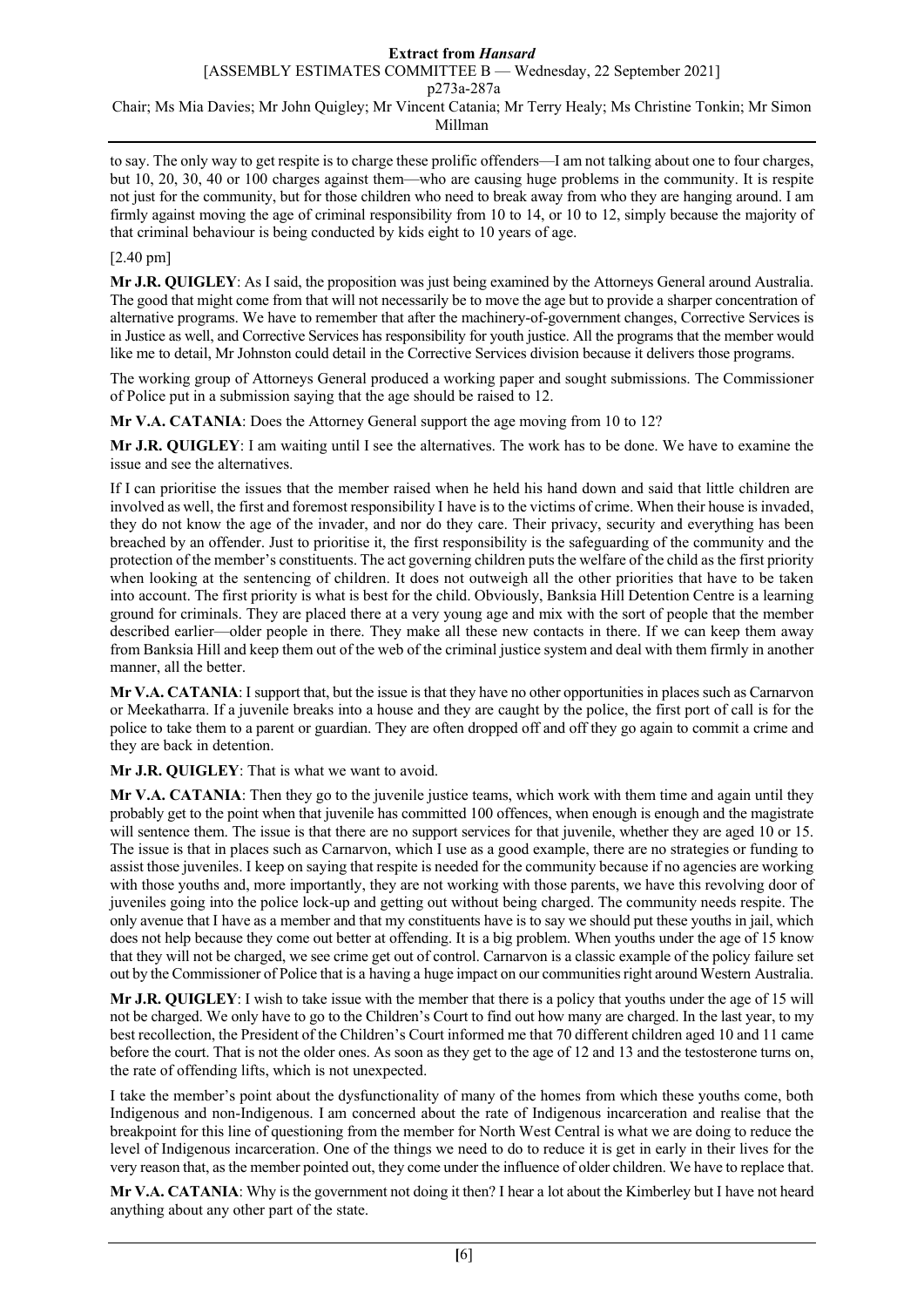to say. The only way to get respite is to charge these prolific offenders—I am not talking about one to four charges, but 10, 20, 30, 40 or 100 charges against them—who are causing huge problems in the community. It is respite not just for the community, but for those children who need to break away from who they are hanging around. I am firmly against moving the age of criminal responsibility from 10 to 14, or 10 to 12, simply because the majority of that criminal behaviour is being conducted by kids eight to 10 years of age.

[2.40 pm]

**Mr J.R. QUIGLEY**: As I said, the proposition was just being examined by the Attorneys General around Australia. The good that might come from that will not necessarily be to move the age but to provide a sharper concentration of alternative programs. We have to remember that after the machinery-of-government changes, Corrective Services is in Justice as well, and Corrective Services has responsibility for youth justice. All the programs that the member would like me to detail, Mr Johnston could detail in the Corrective Services division because it delivers those programs.

The working group of Attorneys General produced a working paper and sought submissions. The Commissioner of Police put in a submission saying that the age should be raised to 12.

**Mr V.A. CATANIA**: Does the Attorney General support the age moving from 10 to 12?

**Mr J.R. QUIGLEY**: I am waiting until I see the alternatives. The work has to be done. We have to examine the issue and see the alternatives.

If I can prioritise the issues that the member raised when he held his hand down and said that little children are involved as well, the first and foremost responsibility I have is to the victims of crime. When their house is invaded, they do not know the age of the invader, and nor do they care. Their privacy, security and everything has been breached by an offender. Just to prioritise it, the first responsibility is the safeguarding of the community and the protection of the member's constituents. The act governing children puts the welfare of the child as the first priority when looking at the sentencing of children. It does not outweigh all the other priorities that have to be taken into account. The first priority is what is best for the child. Obviously, Banksia Hill Detention Centre is a learning ground for criminals. They are placed there at a very young age and mix with the sort of people that the member described earlier—older people in there. They make all these new contacts in there. If we can keep them away from Banksia Hill and keep them out of the web of the criminal justice system and deal with them firmly in another manner, all the better.

**Mr V.A. CATANIA**: I support that, but the issue is that they have no other opportunities in places such as Carnarvon or Meekatharra. If a juvenile breaks into a house and they are caught by the police, the first port of call is for the police to take them to a parent or guardian. They are often dropped off and off they go again to commit a crime and they are back in detention.

**Mr J.R. QUIGLEY**: That is what we want to avoid.

**Mr V.A. CATANIA**: Then they go to the juvenile justice teams, which work with them time and again until they probably get to the point when that juvenile has committed 100 offences, when enough is enough and the magistrate will sentence them. The issue is that there are no support services for that juvenile, whether they are aged 10 or 15. The issue is that in places such as Carnarvon, which I use as a good example, there are no strategies or funding to assist those juveniles. I keep on saying that respite is needed for the community because if no agencies are working with those youths and, more importantly, they are not working with those parents, we have this revolving door of juveniles going into the police lock-up and getting out without being charged. The community needs respite. The only avenue that I have as a member and that my constituents have is to say we should put these youths in jail, which does not help because they come out better at offending. It is a big problem. When youths under the age of 15 know that they will not be charged, we see crime get out of control. Carnarvon is a classic example of the policy failure set out by the Commissioner of Police that is a having a huge impact on our communities right around Western Australia.

**Mr J.R. QUIGLEY**: I wish to take issue with the member that there is a policy that youths under the age of 15 will not be charged. We only have to go to the Children's Court to find out how many are charged. In the last year, to my best recollection, the President of the Children's Court informed me that 70 different children aged 10 and 11 came before the court. That is not the older ones. As soon as they get to the age of 12 and 13 and the testosterone turns on, the rate of offending lifts, which is not unexpected.

I take the member's point about the dysfunctionality of many of the homes from which these youths come, both Indigenous and non-Indigenous. I am concerned about the rate of Indigenous incarceration and realise that the breakpoint for this line of questioning from the member for North West Central is what we are doing to reduce the level of Indigenous incarceration. One of the things we need to do to reduce it is get in early in their lives for the very reason that, as the member pointed out, they come under the influence of older children. We have to replace that.

**Mr V.A. CATANIA**: Why is the government not doing it then? I hear a lot about the Kimberley but I have not heard anything about any other part of the state.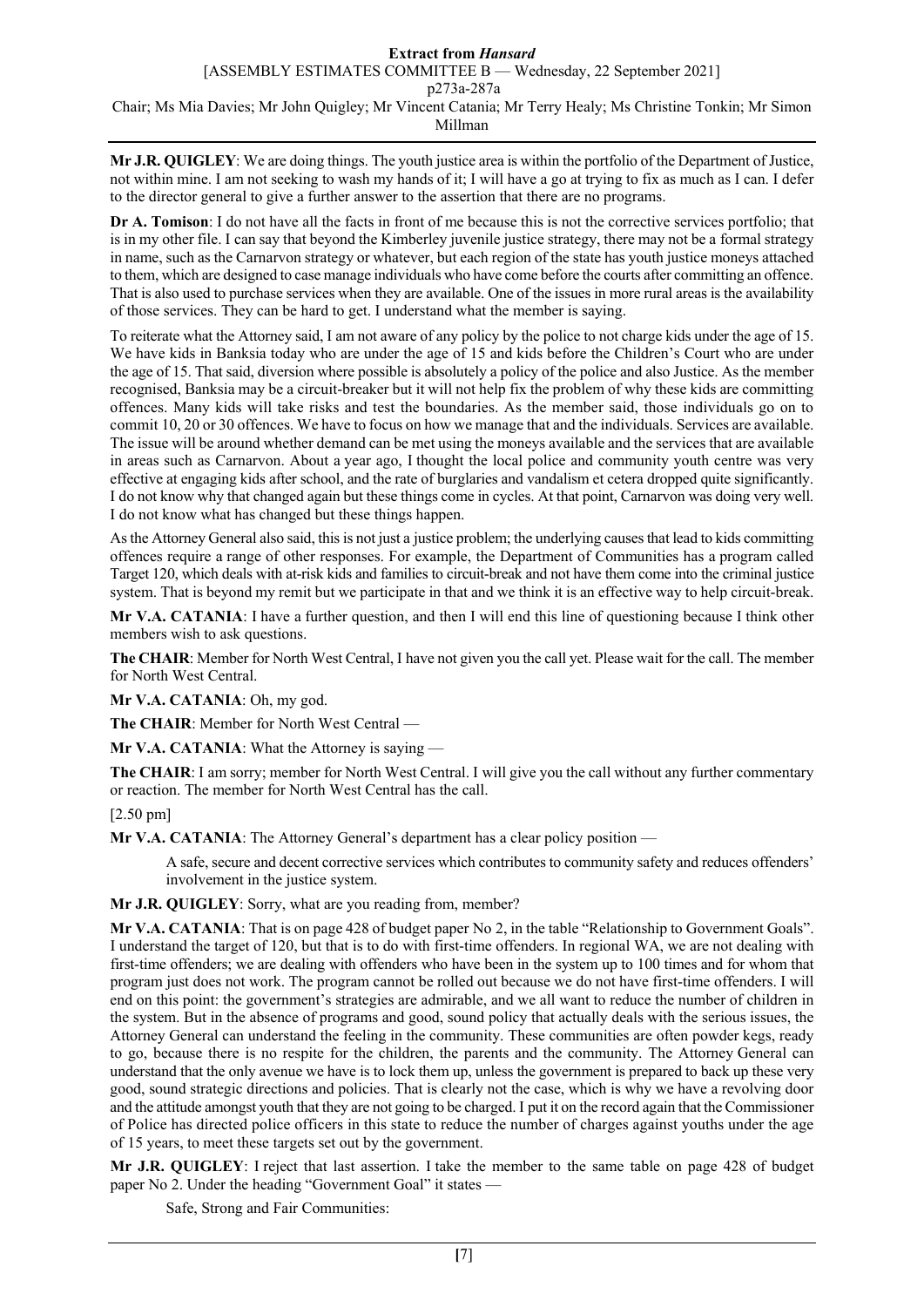**Mr J.R. QUIGLEY**: We are doing things. The youth justice area is within the portfolio of the Department of Justice, not within mine. I am not seeking to wash my hands of it; I will have a go at trying to fix as much as I can. I defer to the director general to give a further answer to the assertion that there are no programs.

**Dr A. Tomison**: I do not have all the facts in front of me because this is not the corrective services portfolio; that is in my other file. I can say that beyond the Kimberley juvenile justice strategy, there may not be a formal strategy in name, such as the Carnarvon strategy or whatever, but each region of the state has youth justice moneys attached to them, which are designed to case manage individuals who have come before the courts after committing an offence. That is also used to purchase services when they are available. One of the issues in more rural areas is the availability of those services. They can be hard to get. I understand what the member is saying.

To reiterate what the Attorney said, I am not aware of any policy by the police to not charge kids under the age of 15. We have kids in Banksia today who are under the age of 15 and kids before the Children's Court who are under the age of 15. That said, diversion where possible is absolutely a policy of the police and also Justice. As the member recognised, Banksia may be a circuit-breaker but it will not help fix the problem of why these kids are committing offences. Many kids will take risks and test the boundaries. As the member said, those individuals go on to commit 10, 20 or 30 offences. We have to focus on how we manage that and the individuals. Services are available. The issue will be around whether demand can be met using the moneys available and the services that are available in areas such as Carnarvon. About a year ago, I thought the local police and community youth centre was very effective at engaging kids after school, and the rate of burglaries and vandalism et cetera dropped quite significantly. I do not know why that changed again but these things come in cycles. At that point, Carnarvon was doing very well. I do not know what has changed but these things happen.

As the Attorney General also said, this is not just a justice problem; the underlying causes that lead to kids committing offences require a range of other responses. For example, the Department of Communities has a program called Target 120, which deals with at-risk kids and families to circuit-break and not have them come into the criminal justice system. That is beyond my remit but we participate in that and we think it is an effective way to help circuit-break.

**Mr V.A. CATANIA**: I have a further question, and then I will end this line of questioning because I think other members wish to ask questions.

**The CHAIR**: Member for North West Central, I have not given you the call yet. Please wait for the call. The member for North West Central.

**Mr V.A. CATANIA**: Oh, my god.

**The CHAIR**: Member for North West Central —

**Mr V.A. CATANIA**: What the Attorney is saying —

**The CHAIR**: I am sorry; member for North West Central. I will give you the call without any further commentary or reaction. The member for North West Central has the call.

[2.50 pm]

**Mr V.A. CATANIA**: The Attorney General's department has a clear policy position —

> A safe, secure and decent corrective services which contributes to community safety and reduces offenders' involvement in the justice system.

**Mr J.R. QUIGLEY**: Sorry, what are you reading from, member?

**Mr V.A. CATANIA**: That is on page 428 of budget paper No 2, in the table "Relationship to Government Goals". I understand the target of 120, but that is to do with first-time offenders. In regional WA, we are not dealing with first-time offenders; we are dealing with offenders who have been in the system up to 100 times and for whom that program just does not work. The program cannot be rolled out because we do not have first-time offenders. I will end on this point: the government's strategies are admirable, and we all want to reduce the number of children in the system. But in the absence of programs and good, sound policy that actually deals with the serious issues, the Attorney General can understand the feeling in the community. These communities are often powder kegs, ready to go, because there is no respite for the children, the parents and the community. The Attorney General can understand that the only avenue we have is to lock them up, unless the government is prepared to back up these very good, sound strategic directions and policies. That is clearly not the case, which is why we have a revolving door and the attitude amongst youth that they are not going to be charged. I put it on the record again that the Commissioner of Police has directed police officers in this state to reduce the number of charges against youths under the age of 15 years, to meet these targets set out by the government.

**Mr J.R. QUIGLEY**: I reject that last assertion. I take the member to the same table on page 428 of budget paper No 2. Under the heading "Government Goal" it states —

> Safe, Strong and Fair Communities: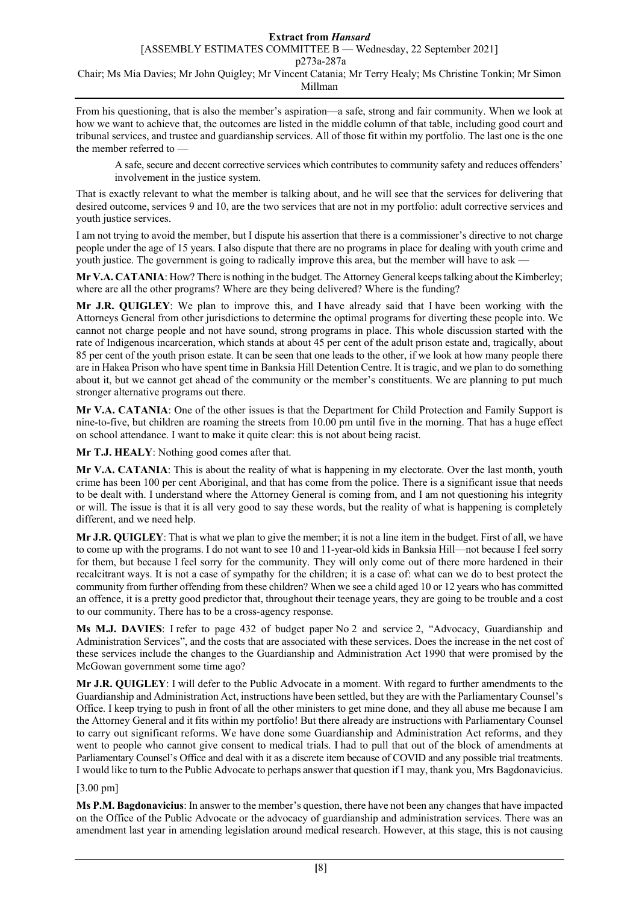From his questioning, that is also the member's aspiration—a safe, strong and fair community. When we look at how we want to achieve that, the outcomes are listed in the middle column of that table, including good court and tribunal services, and trustee and guardianship services. All of those fit within my portfolio. The last one is the one the member referred to —

> A safe, secure and decent corrective services which contributes to community safety and reduces offenders' involvement in the justice system.

That is exactly relevant to what the member is talking about, and he will see that the services for delivering that desired outcome, services 9 and 10, are the two services that are not in my portfolio: adult corrective services and youth justice services.

I am not trying to avoid the member, but I dispute his assertion that there is a commissioner's directive to not charge people under the age of 15 years. I also dispute that there are no programs in place for dealing with youth crime and youth justice. The government is going to radically improve this area, but the member will have to ask —

**Mr V.A. CATANIA**: How? There is nothing in the budget. The Attorney General keeps talking about the Kimberley; where are all the other programs? Where are they being delivered? Where is the funding?

**Mr J.R. QUIGLEY**: We plan to improve this, and I have already said that I have been working with the Attorneys General from other jurisdictions to determine the optimal programs for diverting these people into. We cannot not charge people and not have sound, strong programs in place. This whole discussion started with the rate of Indigenous incarceration, which stands at about 45 per cent of the adult prison estate and, tragically, about 85 per cent of the youth prison estate. It can be seen that one leads to the other, if we look at how many people there are in Hakea Prison who have spent time in Banksia Hill Detention Centre. It is tragic, and we plan to do something about it, but we cannot get ahead of the community or the member's constituents. We are planning to put much stronger alternative programs out there.

**Mr V.A. CATANIA**: One of the other issues is that the Department for Child Protection and Family Support is nine-to-five, but children are roaming the streets from 10.00 pm until five in the morning. That has a huge effect on school attendance. I want to make it quite clear: this is not about being racist.

**Mr T.J. HEALY**: Nothing good comes after that.

**Mr V.A. CATANIA**: This is about the reality of what is happening in my electorate. Over the last month, youth crime has been 100 per cent Aboriginal, and that has come from the police. There is a significant issue that needs to be dealt with. I understand where the Attorney General is coming from, and I am not questioning his integrity or will. The issue is that it is all very good to say these words, but the reality of what is happening is completely different, and we need help.

**Mr J.R. QUIGLEY**: That is what we plan to give the member; it is not a line item in the budget. First of all, we have to come up with the programs. I do not want to see 10 and 11-year-old kids in Banksia Hill—not because I feel sorry for them, but because I feel sorry for the community. They will only come out of there more hardened in their recalcitrant ways. It is not a case of sympathy for the children; it is a case of: what can we do to best protect the community from further offending from these children? When we see a child aged 10 or 12 years who has committed an offence, it is a pretty good predictor that, throughout their teenage years, they are going to be trouble and a cost to our community. There has to be a cross-agency response.

**Ms M.J. DAVIES**: I refer to page 432 of budget paper No 2 and service 2, "Advocacy, Guardianship and Administration Services", and the costs that are associated with these services. Does the increase in the net cost of these services include the changes to the Guardianship and Administration Act 1990 that were promised by the McGowan government some time ago?

**Mr J.R. QUIGLEY**: I will defer to the Public Advocate in a moment. With regard to further amendments to the Guardianship and Administration Act, instructions have been settled, but they are with the Parliamentary Counsel's Office. I keep trying to push in front of all the other ministers to get mine done, and they all abuse me because I am the Attorney General and it fits within my portfolio! But there already are instructions with Parliamentary Counsel to carry out significant reforms. We have done some Guardianship and Administration Act reforms, and they went to people who cannot give consent to medical trials. I had to pull that out of the block of amendments at Parliamentary Counsel's Office and deal with it as a discrete item because of COVID and any possible trial treatments. I would like to turn to the Public Advocate to perhaps answer that question if I may, thank you, Mrs Bagdonavicius.

[3.00 pm]

**Ms P.M. Bagdonavicius**: In answer to the member's question, there have not been any changes that have impacted on the Office of the Public Advocate or the advocacy of guardianship and administration services. There was an amendment last year in amending legislation around medical research. However, at this stage, this is not causing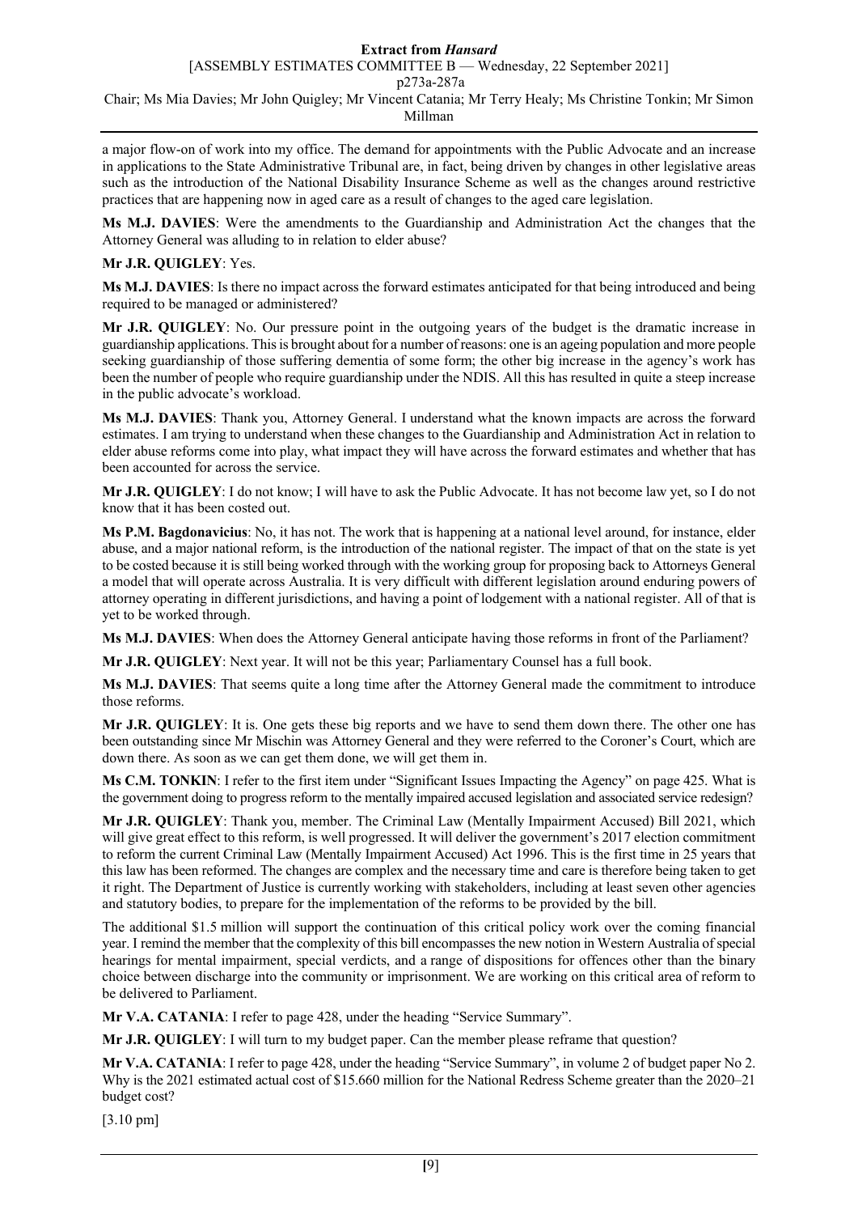a major flow-on of work into my office. The demand for appointments with the Public Advocate and an increase in applications to the State Administrative Tribunal are, in fact, being driven by changes in other legislative areas such as the introduction of the National Disability Insurance Scheme as well as the changes around restrictive practices that are happening now in aged care as a result of changes to the aged care legislation.

**Ms M.J. DAVIES**: Were the amendments to the Guardianship and Administration Act the changes that the Attorney General was alluding to in relation to elder abuse?

**Mr J.R. QUIGLEY**: Yes.

**Ms M.J. DAVIES**: Is there no impact across the forward estimates anticipated for that being introduced and being required to be managed or administered?

**Mr J.R. QUIGLEY**: No. Our pressure point in the outgoing years of the budget is the dramatic increase in guardianship applications. This is brought about for a number of reasons: one is an ageing population and more people seeking guardianship of those suffering dementia of some form; the other big increase in the agency's work has been the number of people who require guardianship under the NDIS. All this has resulted in quite a steep increase in the public advocate's workload.

**Ms M.J. DAVIES**: Thank you, Attorney General. I understand what the known impacts are across the forward estimates. I am trying to understand when these changes to the Guardianship and Administration Act in relation to elder abuse reforms come into play, what impact they will have across the forward estimates and whether that has been accounted for across the service.

**Mr J.R. QUIGLEY**: I do not know; I will have to ask the Public Advocate. It has not become law yet, so I do not know that it has been costed out.

**Ms P.M. Bagdonavicius**: No, it has not. The work that is happening at a national level around, for instance, elder abuse, and a major national reform, is the introduction of the national register. The impact of that on the state is yet to be costed because it is still being worked through with the working group for proposing back to Attorneys General a model that will operate across Australia. It is very difficult with different legislation around enduring powers of attorney operating in different jurisdictions, and having a point of lodgement with a national register. All of that is yet to be worked through.

**Ms M.J. DAVIES**: When does the Attorney General anticipate having those reforms in front of the Parliament?

**Mr J.R. QUIGLEY**: Next year. It will not be this year; Parliamentary Counsel has a full book.

**Ms M.J. DAVIES**: That seems quite a long time after the Attorney General made the commitment to introduce those reforms.

**Mr J.R. QUIGLEY**: It is. One gets these big reports and we have to send them down there. The other one has been outstanding since Mr Mischin was Attorney General and they were referred to the Coroner's Court, which are down there. As soon as we can get them done, we will get them in.

**Ms C.M. TONKIN**: I refer to the first item under "Significant Issues Impacting the Agency" on page 425. What is the government doing to progress reform to the mentally impaired accused legislation and associated service redesign?

**Mr J.R. QUIGLEY**: Thank you, member. The Criminal Law (Mentally Impairment Accused) Bill 2021, which will give great effect to this reform, is well progressed. It will deliver the government's 2017 election commitment to reform the current Criminal Law (Mentally Impairment Accused) Act 1996. This is the first time in 25 years that this law has been reformed. The changes are complex and the necessary time and care is therefore being taken to get it right. The Department of Justice is currently working with stakeholders, including at least seven other agencies and statutory bodies, to prepare for the implementation of the reforms to be provided by the bill.

The additional $1.5 million will support the continuation of this critical policy work over the coming financial year. I remind the member that the complexity of this bill encompasses the new notion in Western Australia of special hearings for mental impairment, special verdicts, and a range of dispositions for offences other than the binary choice between discharge into the community or imprisonment. We are working on this critical area of reform to be delivered to Parliament.

**Mr V.A. CATANIA**: I refer to page 428, under the heading "Service Summary".

**Mr J.R. QUIGLEY**: I will turn to my budget paper. Can the member please reframe that question?

**Mr V.A. CATANIA**: I refer to page 428, under the heading "Service Summary", in volume 2 of budget paper No 2. Why is the 2021 estimated actual cost of $15.660 million for the National Redress Scheme greater than the 2020–21 budget cost?

[3.10 pm]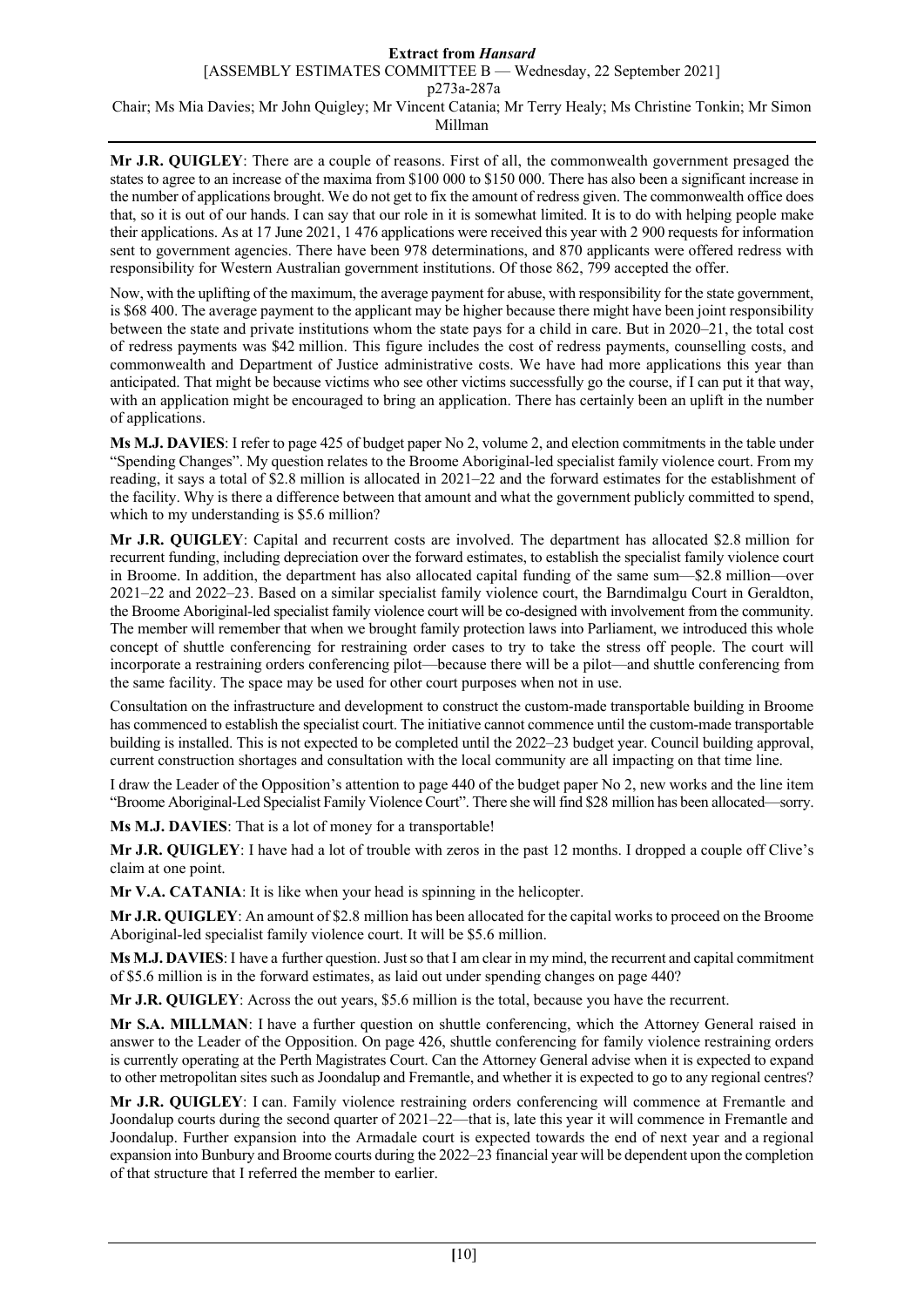**Mr J.R. QUIGLEY**: There are a couple of reasons. First of all, the commonwealth government presaged the states to agree to an increase of the maxima from $100 000 to $150 000. There has also been a significant increase in the number of applications brought. We do not get to fix the amount of redress given. The commonwealth office does that, so it is out of our hands. I can say that our role in it is somewhat limited. It is to do with helping people make their applications. As at 17 June 2021, 1 476 applications were received this year with 2 900 requests for information sent to government agencies. There have been 978 determinations, and 870 applicants were offered redress with responsibility for Western Australian government institutions. Of those 862, 799 accepted the offer.

Now, with the uplifting of the maximum, the average payment for abuse, with responsibility for the state government, is $68 400. The average payment to the applicant may be higher because there might have been joint responsibility between the state and private institutions whom the state pays for a child in care. But in 2020–21, the total cost of redress payments was $42 million. This figure includes the cost of redress payments, counselling costs, and commonwealth and Department of Justice administrative costs. We have had more applications this year than anticipated. That might be because victims who see other victims successfully go the course, if I can put it that way, with an application might be encouraged to bring an application. There has certainly been an uplift in the number of applications.

**Ms M.J. DAVIES**: I refer to page 425 of budget paper No 2, volume 2, and election commitments in the table under "Spending Changes". My question relates to the Broome Aboriginal-led specialist family violence court. From my reading, it says a total of $2.8 million is allocated in 2021–22 and the forward estimates for the establishment of the facility. Why is there a difference between that amount and what the government publicly committed to spend, which to my understanding is $5.6 million?

**Mr J.R. QUIGLEY**: Capital and recurrent costs are involved. The department has allocated $2.8 million for recurrent funding, including depreciation over the forward estimates, to establish the specialist family violence court in Broome. In addition, the department has also allocated capital funding of the same sum—$2.8 million—over 2021–22 and 2022–23. Based on a similar specialist family violence court, the Barndimalgu Court in Geraldton, the Broome Aboriginal-led specialist family violence court will be co-designed with involvement from the community. The member will remember that when we brought family protection laws into Parliament, we introduced this whole concept of shuttle conferencing for restraining order cases to try to take the stress off people. The court will incorporate a restraining orders conferencing pilot—because there will be a pilot—and shuttle conferencing from the same facility. The space may be used for other court purposes when not in use.

Consultation on the infrastructure and development to construct the custom-made transportable building in Broome has commenced to establish the specialist court. The initiative cannot commence until the custom-made transportable building is installed. This is not expected to be completed until the 2022–23 budget year. Council building approval, current construction shortages and consultation with the local community are all impacting on that time line.

I draw the Leader of the Opposition's attention to page 440 of the budget paper No 2, new works and the line item "Broome Aboriginal-Led Specialist Family Violence Court". There she will find $28 million has been allocated—sorry.

**Ms M.J. DAVIES**: That is a lot of money for a transportable!

**Mr J.R. QUIGLEY**: I have had a lot of trouble with zeros in the past 12 months. I dropped a couple off Clive's claim at one point.

**Mr V.A. CATANIA**: It is like when your head is spinning in the helicopter.

**Mr J.R. QUIGLEY**: An amount of $2.8 million has been allocated for the capital works to proceed on the Broome Aboriginal-led specialist family violence court. It will be $5.6 million.

**Ms M.J. DAVIES**: I have a further question. Just so that I am clear in my mind, the recurrent and capital commitment of $5.6 million is in the forward estimates, as laid out under spending changes on page 440?

**Mr J.R. QUIGLEY**: Across the out years, $5.6 million is the total, because you have the recurrent.

**Mr S.A. MILLMAN**: I have a further question on shuttle conferencing, which the Attorney General raised in answer to the Leader of the Opposition. On page 426, shuttle conferencing for family violence restraining orders is currently operating at the Perth Magistrates Court. Can the Attorney General advise when it is expected to expand to other metropolitan sites such as Joondalup and Fremantle, and whether it is expected to go to any regional centres?

**Mr J.R. QUIGLEY**: I can. Family violence restraining orders conferencing will commence at Fremantle and Joondalup courts during the second quarter of 2021–22—that is, late this year it will commence in Fremantle and Joondalup. Further expansion into the Armadale court is expected towards the end of next year and a regional expansion into Bunbury and Broome courts during the 2022–23 financial year will be dependent upon the completion of that structure that I referred the member to earlier.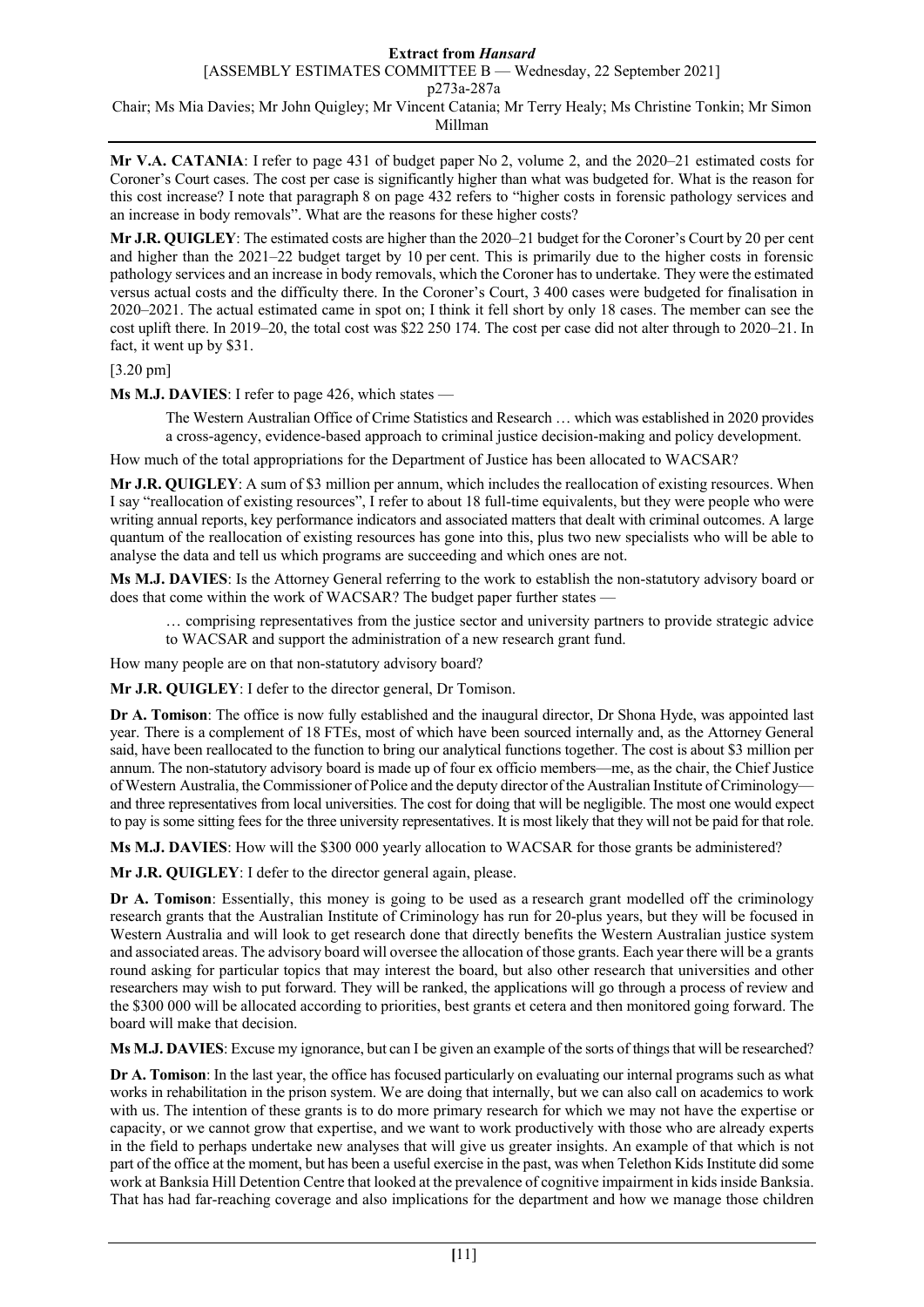**Mr V.A. CATANIA**: I refer to page 431 of budget paper No 2, volume 2, and the 2020–21 estimated costs for Coroner's Court cases. The cost per case is significantly higher than what was budgeted for. What is the reason for this cost increase? I note that paragraph 8 on page 432 refers to "higher costs in forensic pathology services and an increase in body removals". What are the reasons for these higher costs?

**Mr J.R. QUIGLEY**: The estimated costs are higher than the 2020–21 budget for the Coroner's Court by 20 per cent and higher than the 2021–22 budget target by 10 per cent. This is primarily due to the higher costs in forensic pathology services and an increase in body removals, which the Coroner has to undertake. They were the estimated versus actual costs and the difficulty there. In the Coroner's Court, 3 400 cases were budgeted for finalisation in 2020–2021. The actual estimated came in spot on; I think it fell short by only 18 cases. The member can see the cost uplift there. In 2019–20, the total cost was $22 250 174. The cost per case did not alter through to 2020–21. In fact, it went up by $31.

[3.20 pm]

**Ms M.J. DAVIES**: I refer to page 426, which states —

> The Western Australian Office of Crime Statistics and Research … which was established in 2020 provides a cross-agency, evidence-based approach to criminal justice decision-making and policy development.

How much of the total appropriations for the Department of Justice has been allocated to WACSAR?

**Mr J.R. QUIGLEY**: A sum of $3 million per annum, which includes the reallocation of existing resources. When I say "reallocation of existing resources", I refer to about 18 full-time equivalents, but they were people who were writing annual reports, key performance indicators and associated matters that dealt with criminal outcomes. A large quantum of the reallocation of existing resources has gone into this, plus two new specialists who will be able to analyse the data and tell us which programs are succeeding and which ones are not.

**Ms M.J. DAVIES**: Is the Attorney General referring to the work to establish the non-statutory advisory board or does that come within the work of WACSAR? The budget paper further states —

> … comprising representatives from the justice sector and university partners to provide strategic advice to WACSAR and support the administration of a new research grant fund.

How many people are on that non-statutory advisory board?

**Mr J.R. QUIGLEY**: I defer to the director general, Dr Tomison.

**Dr A. Tomison**: The office is now fully established and the inaugural director, Dr Shona Hyde, was appointed last year. There is a complement of 18 FTEs, most of which have been sourced internally and, as the Attorney General said, have been reallocated to the function to bring our analytical functions together. The cost is about $3 million per annum. The non-statutory advisory board is made up of four ex officio members—me, as the chair, the Chief Justice of Western Australia, the Commissioner of Police and the deputy director of the Australian Institute of Criminology—and three representatives from local universities. The cost for doing that will be negligible. The most one would expect to pay is some sitting fees for the three university representatives. It is most likely that they will not be paid for that role.

**Ms M.J. DAVIES**: How will the $300 000 yearly allocation to WACSAR for those grants be administered?

**Mr J.R. QUIGLEY**: I defer to the director general again, please.

**Dr A. Tomison**: Essentially, this money is going to be used as a research grant modelled off the criminology research grants that the Australian Institute of Criminology has run for 20-plus years, but they will be focused in Western Australia and will look to get research done that directly benefits the Western Australian justice system and associated areas. The advisory board will oversee the allocation of those grants. Each year there will be a grants round asking for particular topics that may interest the board, but also other research that universities and other researchers may wish to put forward. They will be ranked, the applications will go through a process of review and the $300 000 will be allocated according to priorities, best grants et cetera and then monitored going forward. The board will make that decision.

**Ms M.J. DAVIES**: Excuse my ignorance, but can I be given an example of the sorts of things that will be researched?

**Dr A. Tomison**: In the last year, the office has focused particularly on evaluating our internal programs such as what works in rehabilitation in the prison system. We are doing that internally, but we can also call on academics to work with us. The intention of these grants is to do more primary research for which we may not have the expertise or capacity, or we cannot grow that expertise, and we want to work productively with those who are already experts in the field to perhaps undertake new analyses that will give us greater insights. An example of that which is not part of the office at the moment, but has been a useful exercise in the past, was when Telethon Kids Institute did some work at Banksia Hill Detention Centre that looked at the prevalence of cognitive impairment in kids inside Banksia. That has had far-reaching coverage and also implications for the department and how we manage those children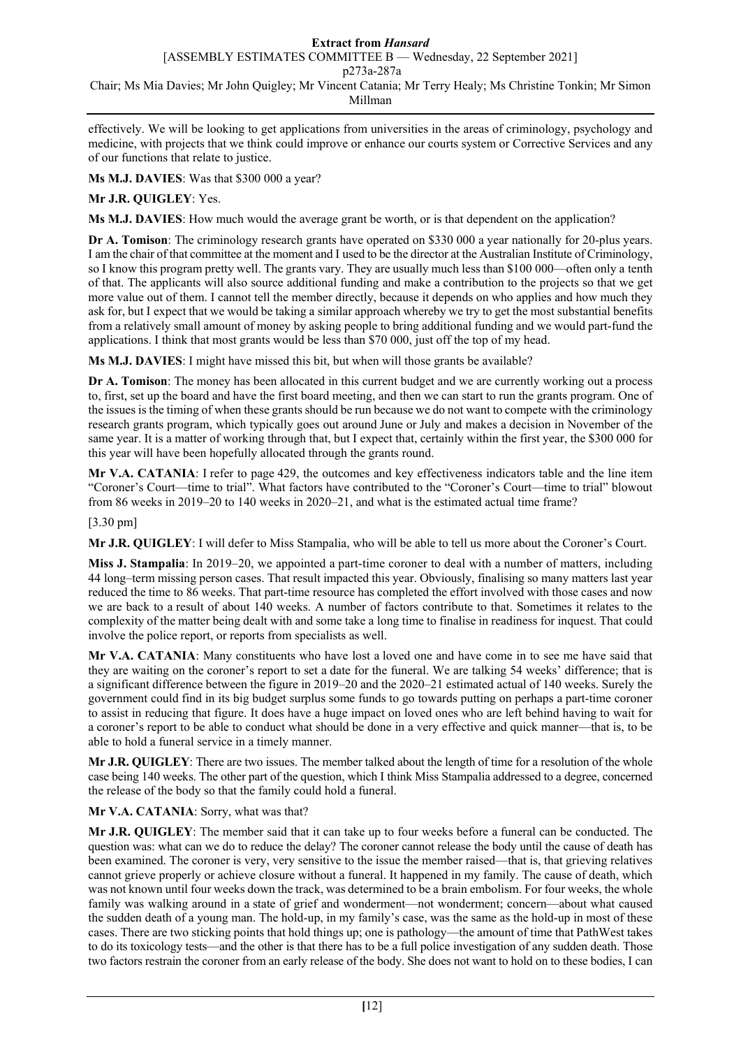effectively. We will be looking to get applications from universities in the areas of criminology, psychology and medicine, with projects that we think could improve or enhance our courts system or Corrective Services and any of our functions that relate to justice.

**Ms M.J. DAVIES**: Was that $300 000 a year?

**Mr J.R. QUIGLEY**: Yes.

**Ms M.J. DAVIES**: How much would the average grant be worth, or is that dependent on the application?

**Dr A. Tomison**: The criminology research grants have operated on $330 000 a year nationally for 20-plus years. I am the chair of that committee at the moment and I used to be the director at the Australian Institute of Criminology, so I know this program pretty well. The grants vary. They are usually much less than $100 000—often only a tenth of that. The applicants will also source additional funding and make a contribution to the projects so that we get more value out of them. I cannot tell the member directly, because it depends on who applies and how much they ask for, but I expect that we would be taking a similar approach whereby we try to get the most substantial benefits from a relatively small amount of money by asking people to bring additional funding and we would part-fund the applications. I think that most grants would be less than $70 000, just off the top of my head.

**Ms M.J. DAVIES**: I might have missed this bit, but when will those grants be available?

**Dr A. Tomison**: The money has been allocated in this current budget and we are currently working out a process to, first, set up the board and have the first board meeting, and then we can start to run the grants program. One of the issues is the timing of when these grants should be run because we do not want to compete with the criminology research grants program, which typically goes out around June or July and makes a decision in November of the same year. It is a matter of working through that, but I expect that, certainly within the first year, the $300 000 for this year will have been hopefully allocated through the grants round.

**Mr V.A. CATANIA**: I refer to page 429, the outcomes and key effectiveness indicators table and the line item "Coroner's Court—time to trial". What factors have contributed to the "Coroner's Court—time to trial" blowout from 86 weeks in 2019–20 to 140 weeks in 2020–21, and what is the estimated actual time frame?

[3.30 pm]

**Mr J.R. QUIGLEY**: I will defer to Miss Stampalia, who will be able to tell us more about the Coroner's Court.

**Miss J. Stampalia**: In 2019–20, we appointed a part-time coroner to deal with a number of matters, including 44 long–term missing person cases. That result impacted this year. Obviously, finalising so many matters last year reduced the time to 86 weeks. That part-time resource has completed the effort involved with those cases and now we are back to a result of about 140 weeks. A number of factors contribute to that. Sometimes it relates to the complexity of the matter being dealt with and some take a long time to finalise in readiness for inquest. That could involve the police report, or reports from specialists as well.

**Mr V.A. CATANIA**: Many constituents who have lost a loved one and have come in to see me have said that they are waiting on the coroner's report to set a date for the funeral. We are talking 54 weeks' difference; that is a significant difference between the figure in 2019–20 and the 2020–21 estimated actual of 140 weeks. Surely the government could find in its big budget surplus some funds to go towards putting on perhaps a part-time coroner to assist in reducing that figure. It does have a huge impact on loved ones who are left behind having to wait for a coroner's report to be able to conduct what should be done in a very effective and quick manner—that is, to be able to hold a funeral service in a timely manner.

**Mr J.R. QUIGLEY**: There are two issues. The member talked about the length of time for a resolution of the whole case being 140 weeks. The other part of the question, which I think Miss Stampalia addressed to a degree, concerned the release of the body so that the family could hold a funeral.

**Mr V.A. CATANIA**: Sorry, what was that?

**Mr J.R. QUIGLEY**: The member said that it can take up to four weeks before a funeral can be conducted. The question was: what can we do to reduce the delay? The coroner cannot release the body until the cause of death has been examined. The coroner is very, very sensitive to the issue the member raised—that is, that grieving relatives cannot grieve properly or achieve closure without a funeral. It happened in my family. The cause of death, which was not known until four weeks down the track, was determined to be a brain embolism. For four weeks, the whole family was walking around in a state of grief and wonderment—not wonderment; concern—about what caused the sudden death of a young man. The hold-up, in my family's case, was the same as the hold-up in most of these cases. There are two sticking points that hold things up; one is pathology—the amount of time that PathWest takes to do its toxicology tests—and the other is that there has to be a full police investigation of any sudden death. Those two factors restrain the coroner from an early release of the body. She does not want to hold on to these bodies, I can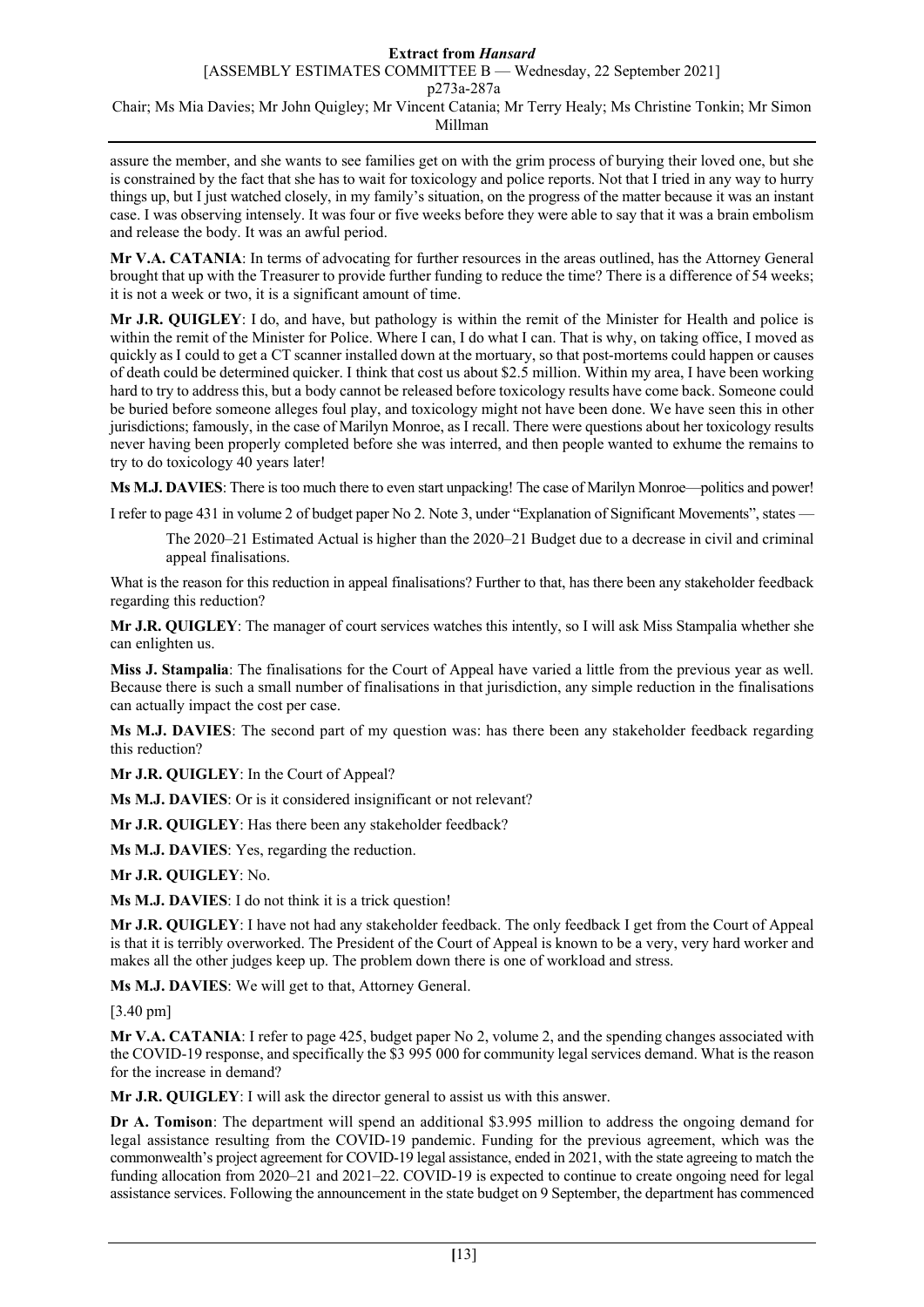assure the member, and she wants to see families get on with the grim process of burying their loved one, but she is constrained by the fact that she has to wait for toxicology and police reports. Not that I tried in any way to hurry things up, but I just watched closely, in my family's situation, on the progress of the matter because it was an instant case. I was observing intensely. It was four or five weeks before they were able to say that it was a brain embolism and release the body. It was an awful period.

**Mr V.A. CATANIA**: In terms of advocating for further resources in the areas outlined, has the Attorney General brought that up with the Treasurer to provide further funding to reduce the time? There is a difference of 54 weeks; it is not a week or two, it is a significant amount of time.

**Mr J.R. QUIGLEY**: I do, and have, but pathology is within the remit of the Minister for Health and police is within the remit of the Minister for Police. Where I can, I do what I can. That is why, on taking office, I moved as quickly as I could to get a CT scanner installed down at the mortuary, so that post-mortems could happen or causes of death could be determined quicker. I think that cost us about $2.5 million. Within my area, I have been working hard to try to address this, but a body cannot be released before toxicology results have come back. Someone could be buried before someone alleges foul play, and toxicology might not have been done. We have seen this in other jurisdictions; famously, in the case of Marilyn Monroe, as I recall. There were questions about her toxicology results never having been properly completed before she was interred, and then people wanted to exhume the remains to try to do toxicology 40 years later!

**Ms M.J. DAVIES**: There is too much there to even start unpacking! The case of Marilyn Monroe—politics and power!

I refer to page 431 in volume 2 of budget paper No 2. Note 3, under "Explanation of Significant Movements", states —

> The 2020–21 Estimated Actual is higher than the 2020–21 Budget due to a decrease in civil and criminal appeal finalisations.

What is the reason for this reduction in appeal finalisations? Further to that, has there been any stakeholder feedback regarding this reduction?

**Mr J.R. QUIGLEY**: The manager of court services watches this intently, so I will ask Miss Stampalia whether she can enlighten us.

**Miss J. Stampalia**: The finalisations for the Court of Appeal have varied a little from the previous year as well. Because there is such a small number of finalisations in that jurisdiction, any simple reduction in the finalisations can actually impact the cost per case.

**Ms M.J. DAVIES**: The second part of my question was: has there been any stakeholder feedback regarding this reduction?

**Mr J.R. QUIGLEY**: In the Court of Appeal?

**Ms M.J. DAVIES**: Or is it considered insignificant or not relevant?

**Mr J.R. QUIGLEY**: Has there been any stakeholder feedback?

**Ms M.J. DAVIES**: Yes, regarding the reduction.

**Mr J.R. QUIGLEY**: No.

**Ms M.J. DAVIES**: I do not think it is a trick question!

**Mr J.R. QUIGLEY**: I have not had any stakeholder feedback. The only feedback I get from the Court of Appeal is that it is terribly overworked. The President of the Court of Appeal is known to be a very, very hard worker and makes all the other judges keep up. The problem down there is one of workload and stress.

**Ms M.J. DAVIES**: We will get to that, Attorney General.

[3.40 pm]

**Mr V.A. CATANIA**: I refer to page 425, budget paper No 2, volume 2, and the spending changes associated with the COVID-19 response, and specifically the $3 995 000 for community legal services demand. What is the reason for the increase in demand?

**Mr J.R. QUIGLEY**: I will ask the director general to assist us with this answer.

**Dr A. Tomison**: The department will spend an additional $3.995 million to address the ongoing demand for legal assistance resulting from the COVID-19 pandemic. Funding for the previous agreement, which was the commonwealth's project agreement for COVID-19 legal assistance, ended in 2021, with the state agreeing to match the funding allocation from 2020–21 and 2021–22. COVID-19 is expected to continue to create ongoing need for legal assistance services. Following the announcement in the state budget on 9 September, the department has commenced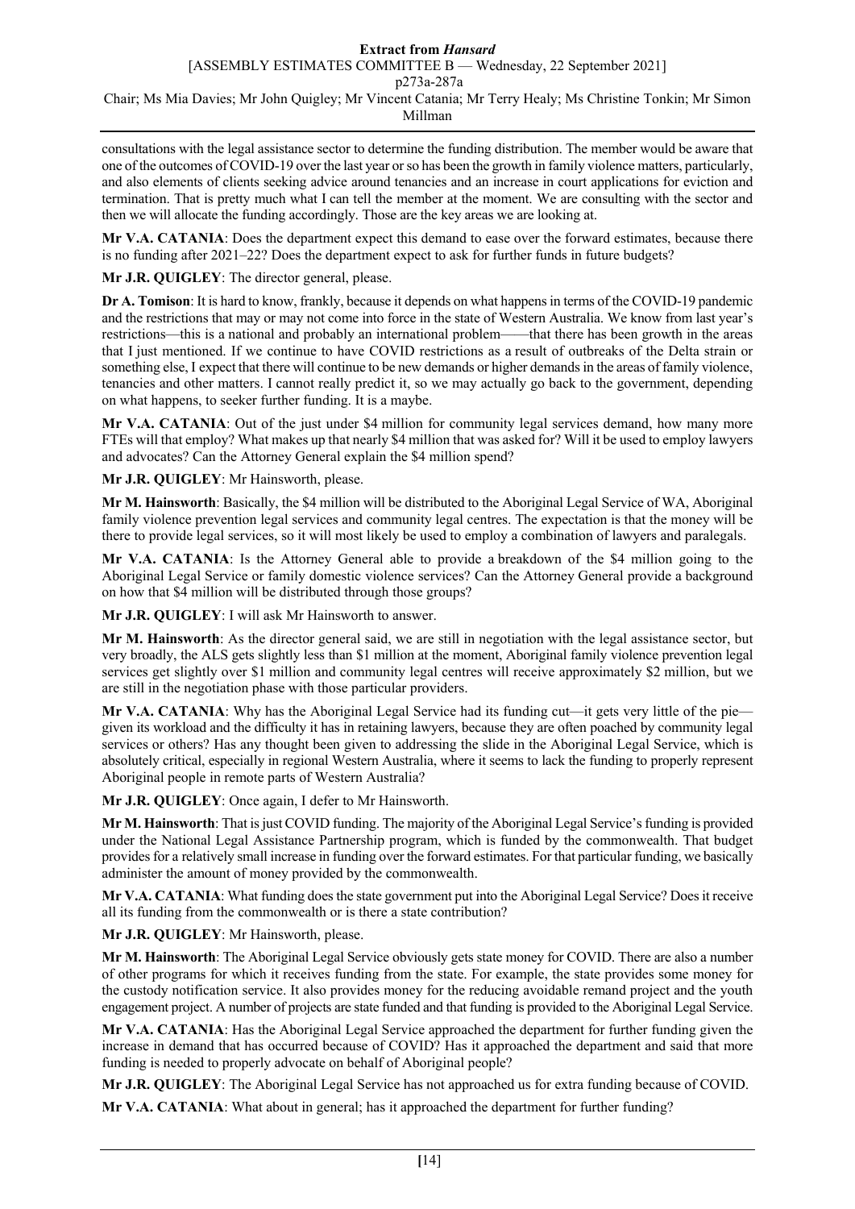consultations with the legal assistance sector to determine the funding distribution. The member would be aware that one of the outcomes of COVID-19 over the last year or so has been the growth in family violence matters, particularly, and also elements of clients seeking advice around tenancies and an increase in court applications for eviction and termination. That is pretty much what I can tell the member at the moment. We are consulting with the sector and then we will allocate the funding accordingly. Those are the key areas we are looking at.

**Mr V.A. CATANIA**: Does the department expect this demand to ease over the forward estimates, because there is no funding after 2021–22? Does the department expect to ask for further funds in future budgets?

**Mr J.R. QUIGLEY**: The director general, please.

**Dr A. Tomison**: It is hard to know, frankly, because it depends on what happens in terms of the COVID-19 pandemic and the restrictions that may or may not come into force in the state of Western Australia. We know from last year's restrictions—this is a national and probably an international problem——that there has been growth in the areas that I just mentioned. If we continue to have COVID restrictions as a result of outbreaks of the Delta strain or something else, I expect that there will continue to be new demands or higher demands in the areas of family violence, tenancies and other matters. I cannot really predict it, so we may actually go back to the government, depending on what happens, to seeker further funding. It is a maybe.

**Mr V.A. CATANIA**: Out of the just under $4 million for community legal services demand, how many more FTEs will that employ? What makes up that nearly $4 million that was asked for? Will it be used to employ lawyers and advocates? Can the Attorney General explain the $4 million spend?

**Mr J.R. QUIGLEY**: Mr Hainsworth, please.

**Mr M. Hainsworth**: Basically, the $4 million will be distributed to the Aboriginal Legal Service of WA, Aboriginal family violence prevention legal services and community legal centres. The expectation is that the money will be there to provide legal services, so it will most likely be used to employ a combination of lawyers and paralegals.

**Mr V.A. CATANIA**: Is the Attorney General able to provide a breakdown of the $4 million going to the Aboriginal Legal Service or family domestic violence services? Can the Attorney General provide a background on how that $4 million will be distributed through those groups?

**Mr J.R. QUIGLEY**: I will ask Mr Hainsworth to answer.

**Mr M. Hainsworth**: As the director general said, we are still in negotiation with the legal assistance sector, but very broadly, the ALS gets slightly less than $1 million at the moment, Aboriginal family violence prevention legal services get slightly over $1 million and community legal centres will receive approximately $2 million, but we are still in the negotiation phase with those particular providers.

**Mr V.A. CATANIA**: Why has the Aboriginal Legal Service had its funding cut—it gets very little of the pie—given its workload and the difficulty it has in retaining lawyers, because they are often poached by community legal services or others? Has any thought been given to addressing the slide in the Aboriginal Legal Service, which is absolutely critical, especially in regional Western Australia, where it seems to lack the funding to properly represent Aboriginal people in remote parts of Western Australia?

**Mr J.R. QUIGLEY**: Once again, I defer to Mr Hainsworth.

**Mr M. Hainsworth**: That is just COVID funding. The majority of the Aboriginal Legal Service's funding is provided under the National Legal Assistance Partnership program, which is funded by the commonwealth. That budget provides for a relatively small increase in funding over the forward estimates. For that particular funding, we basically administer the amount of money provided by the commonwealth.

**Mr V.A. CATANIA**: What funding does the state government put into the Aboriginal Legal Service? Does it receive all its funding from the commonwealth or is there a state contribution?

**Mr J.R. QUIGLEY**: Mr Hainsworth, please.

**Mr M. Hainsworth**: The Aboriginal Legal Service obviously gets state money for COVID. There are also a number of other programs for which it receives funding from the state. For example, the state provides some money for the custody notification service. It also provides money for the reducing avoidable remand project and the youth engagement project. A number of projects are state funded and that funding is provided to the Aboriginal Legal Service.

**Mr V.A. CATANIA**: Has the Aboriginal Legal Service approached the department for further funding given the increase in demand that has occurred because of COVID? Has it approached the department and said that more funding is needed to properly advocate on behalf of Aboriginal people?

**Mr J.R. QUIGLEY**: The Aboriginal Legal Service has not approached us for extra funding because of COVID.

**Mr V.A. CATANIA**: What about in general; has it approached the department for further funding?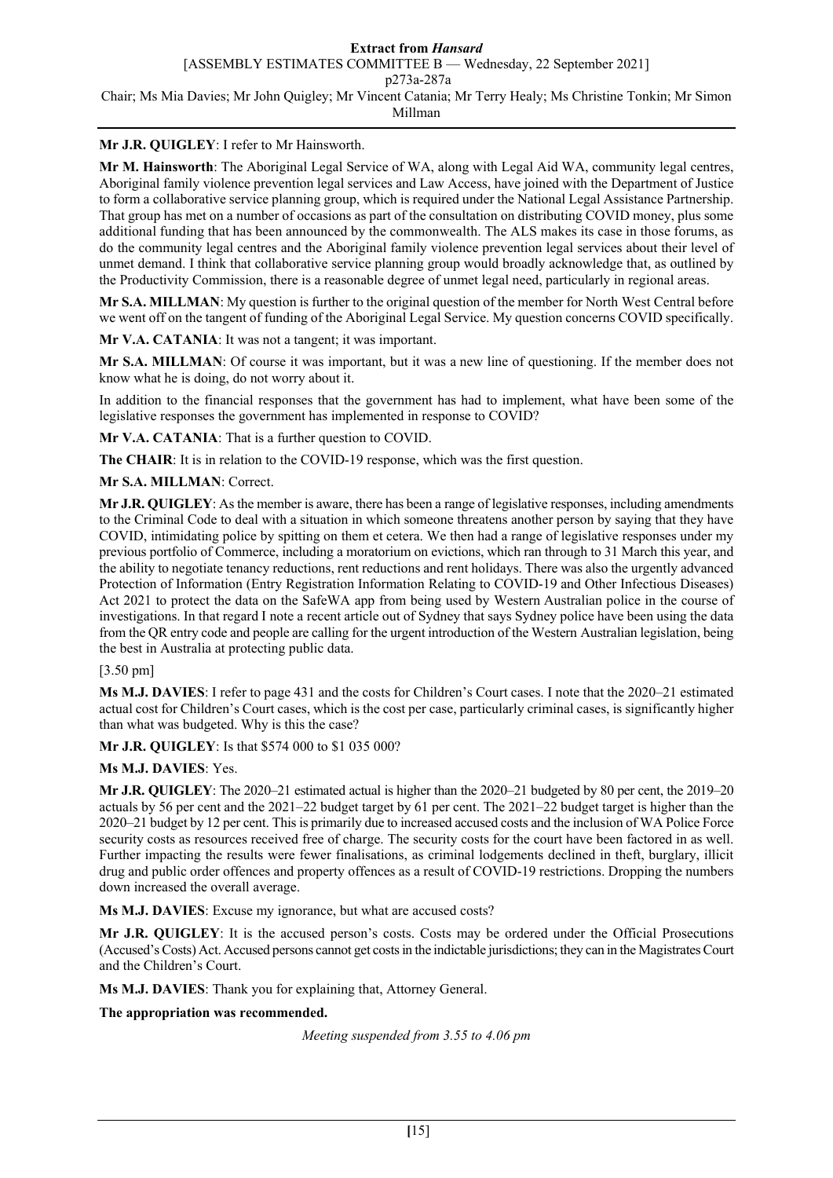**Mr J.R. QUIGLEY**: I refer to Mr Hainsworth.

**Mr M. Hainsworth**: The Aboriginal Legal Service of WA, along with Legal Aid WA, community legal centres, Aboriginal family violence prevention legal services and Law Access, have joined with the Department of Justice to form a collaborative service planning group, which is required under the National Legal Assistance Partnership. That group has met on a number of occasions as part of the consultation on distributing COVID money, plus some additional funding that has been announced by the commonwealth. The ALS makes its case in those forums, as do the community legal centres and the Aboriginal family violence prevention legal services about their level of unmet demand. I think that collaborative service planning group would broadly acknowledge that, as outlined by the Productivity Commission, there is a reasonable degree of unmet legal need, particularly in regional areas.

**Mr S.A. MILLMAN**: My question is further to the original question of the member for North West Central before we went off on the tangent of funding of the Aboriginal Legal Service. My question concerns COVID specifically.

**Mr V.A. CATANIA**: It was not a tangent; it was important.

**Mr S.A. MILLMAN**: Of course it was important, but it was a new line of questioning. If the member does not know what he is doing, do not worry about it.

In addition to the financial responses that the government has had to implement, what have been some of the legislative responses the government has implemented in response to COVID?

**Mr V.A. CATANIA**: That is a further question to COVID.

**The CHAIR**: It is in relation to the COVID-19 response, which was the first question.

**Mr S.A. MILLMAN**: Correct.

**Mr J.R. QUIGLEY**: As the member is aware, there has been a range of legislative responses, including amendments to the Criminal Code to deal with a situation in which someone threatens another person by saying that they have COVID, intimidating police by spitting on them et cetera. We then had a range of legislative responses under my previous portfolio of Commerce, including a moratorium on evictions, which ran through to 31 March this year, and the ability to negotiate tenancy reductions, rent reductions and rent holidays. There was also the urgently advanced Protection of Information (Entry Registration Information Relating to COVID-19 and Other Infectious Diseases) Act 2021 to protect the data on the SafeWA app from being used by Western Australian police in the course of investigations. In that regard I note a recent article out of Sydney that says Sydney police have been using the data from the QR entry code and people are calling for the urgent introduction of the Western Australian legislation, being the best in Australia at protecting public data.

[3.50 pm]

**Ms M.J. DAVIES**: I refer to page 431 and the costs for Children's Court cases. I note that the 2020–21 estimated actual cost for Children's Court cases, which is the cost per case, particularly criminal cases, is significantly higher than what was budgeted. Why is this the case?

**Mr J.R. QUIGLEY**: Is that $574 000 to $1 035 000?

**Ms M.J. DAVIES**: Yes.

**Mr J.R. QUIGLEY**: The 2020–21 estimated actual is higher than the 2020–21 budgeted by 80 per cent, the 2019–20 actuals by 56 per cent and the 2021–22 budget target by 61 per cent. The 2021–22 budget target is higher than the 2020–21 budget by 12 per cent. This is primarily due to increased accused costs and the inclusion of WA Police Force security costs as resources received free of charge. The security costs for the court have been factored in as well. Further impacting the results were fewer finalisations, as criminal lodgements declined in theft, burglary, illicit drug and public order offences and property offences as a result of COVID-19 restrictions. Dropping the numbers down increased the overall average.

**Ms M.J. DAVIES**: Excuse my ignorance, but what are accused costs?

**Mr J.R. QUIGLEY**: It is the accused person's costs. Costs may be ordered under the Official Prosecutions (Accused's Costs) Act. Accused persons cannot get costs in the indictable jurisdictions; they can in the Magistrates Court and the Children's Court.

**Ms M.J. DAVIES**: Thank you for explaining that, Attorney General.

**The appropriation was recommended.**

*Meeting suspended from 3.55 to 4.06 pm*